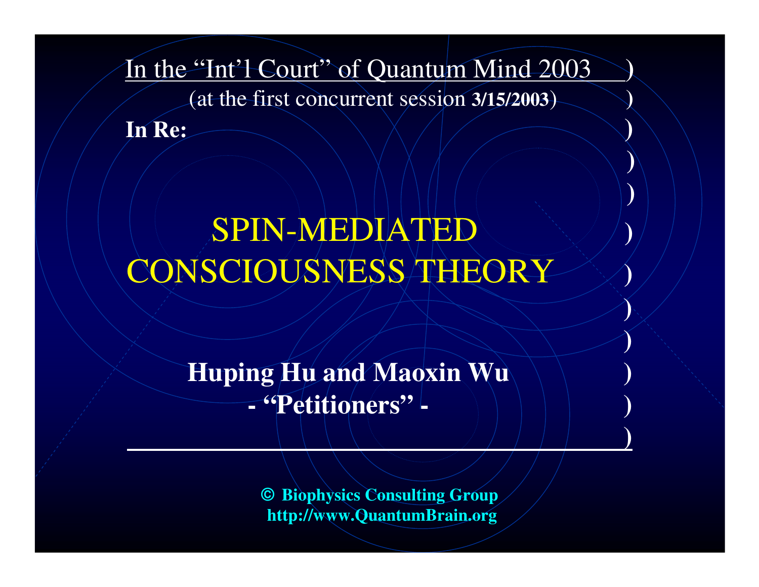In the "Int'l Court" of Quantum Mind 2003 )

(at the first concurrent session **3/15/2003**) )

**In Re:** )

# SPIN-MEDIATED CONSCIOUSNESS THEORY

**Huping Hu and Maoxin Wu**

**- "Petitioners" -**

**© Biophysics Consulting Group**

**http://www.QuantumBrain.org**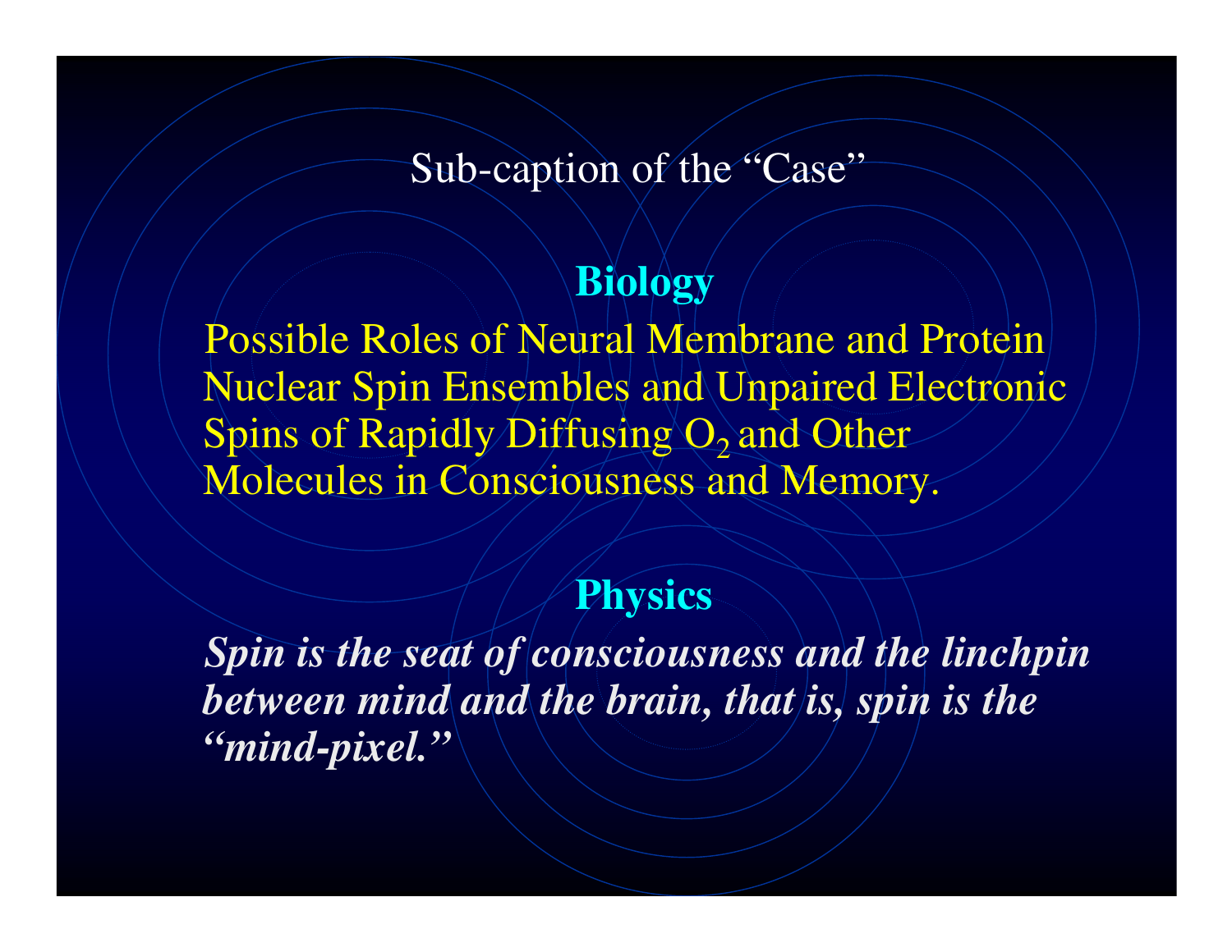Sub-caption of the "Case"

## Biology

Possible Roles of Neural Membrane and Protein Nuclear Spin Ensembles and Unpaired Electronic Spins of Rapidly Diffusing $O_2$ and Other Molecules in Consciousness and Memory.

## Physics

***Spin is the seat of consciousness and the linchpin between mind and the brain, that is, spin is the "mind-pixel."***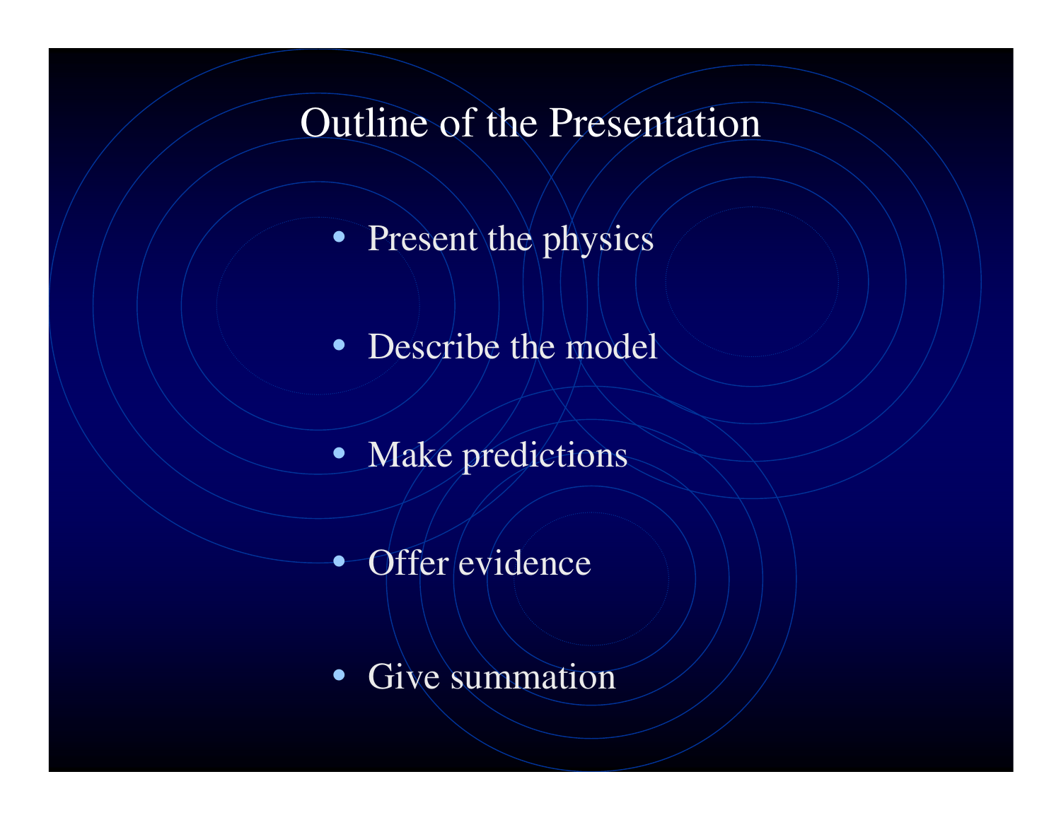# Outline of the Presentation

- Present the physics
- Describe the model
- Make predictions
- Offer evidence
- Give summation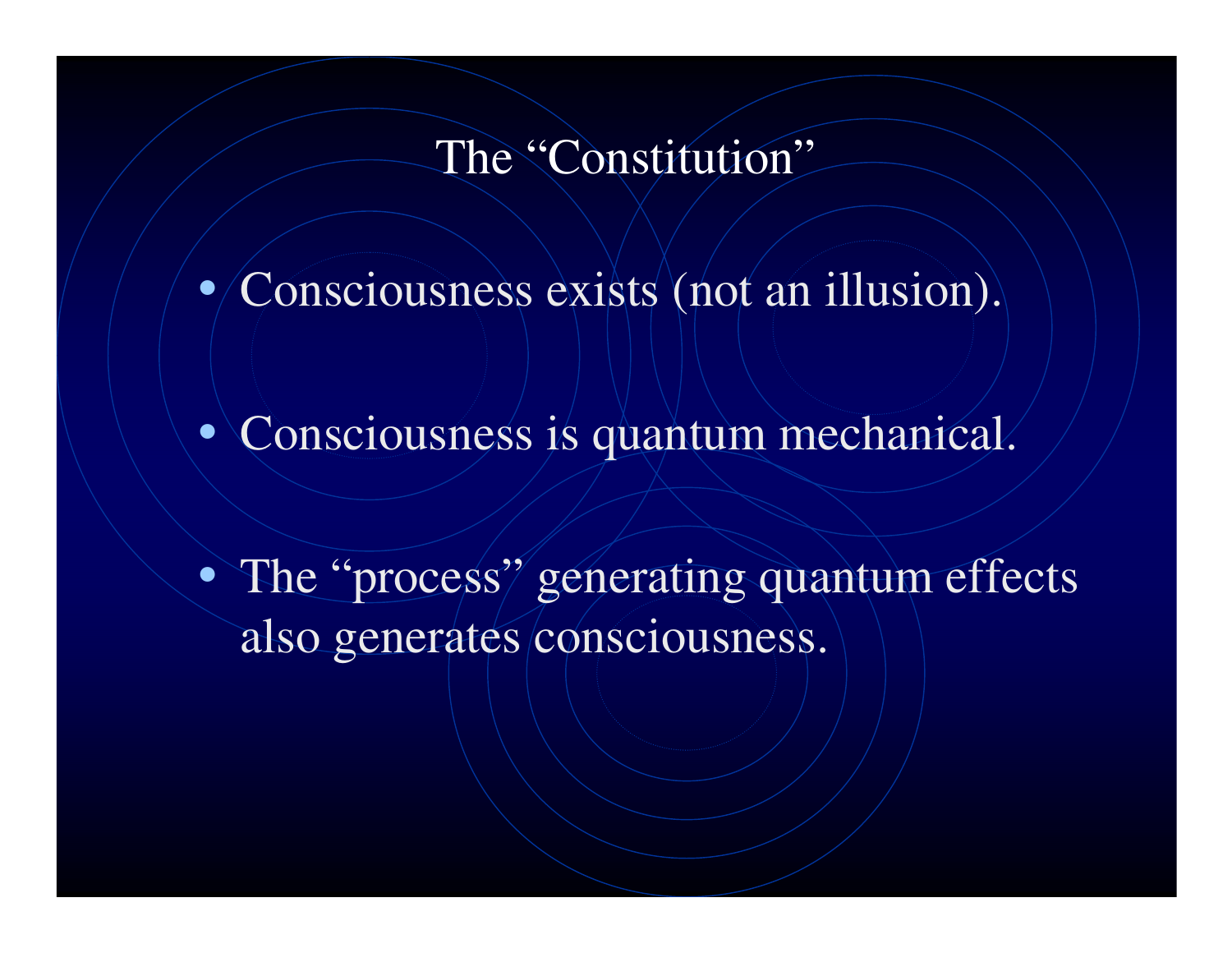# The "Constitution"

- Consciousness exists (not an illusion).
- Consciousness is quantum mechanical.
- The "process" generating quantum effects also generates consciousness.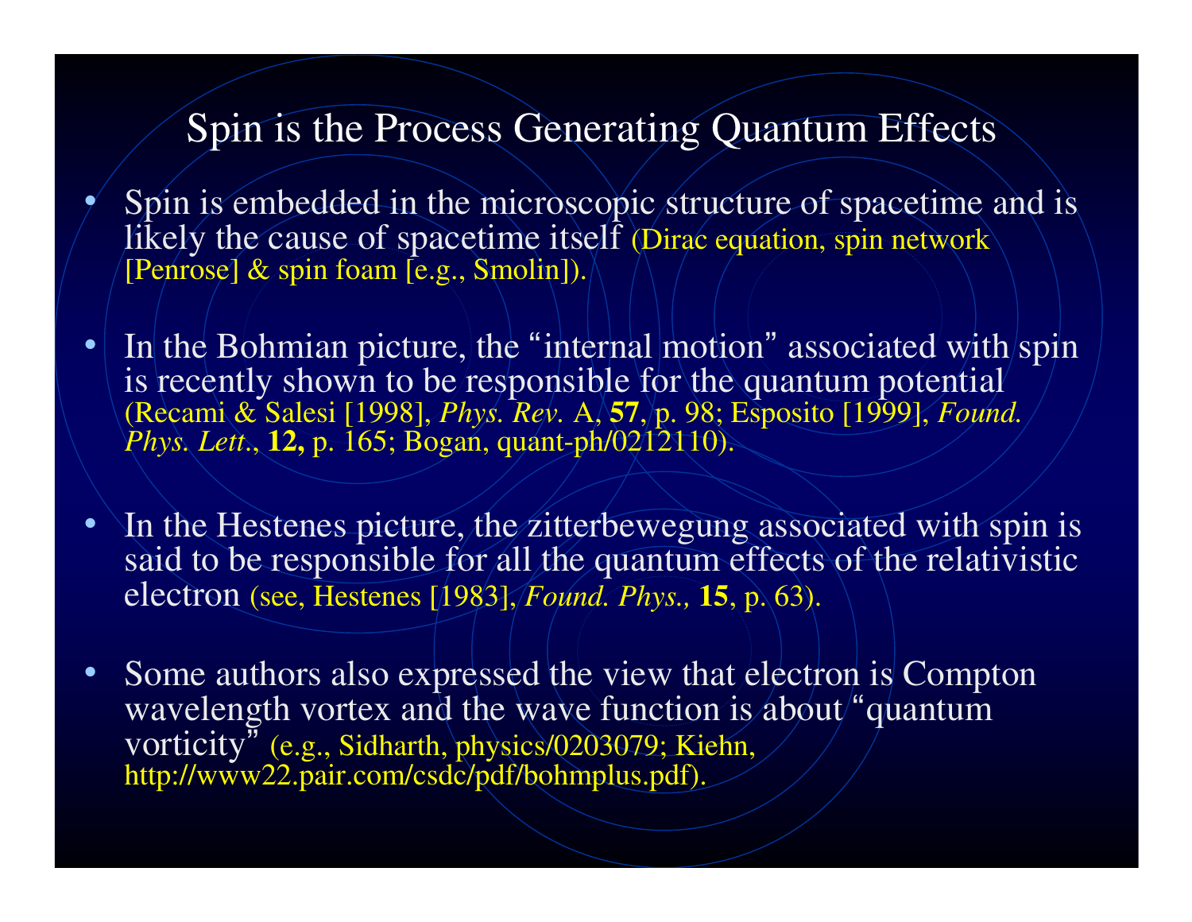# Spin is the Process Generating Quantum Effects

- Spin is embedded in the microscopic structure of spacetime and is likely the cause of spacetime itself (Dirac equation, spin network [Penrose] & spin foam [e.g., Smolin]).

- In the Bohmian picture, the "internal motion" associated with spin is recently shown to be responsible for the quantum potential (Recami & Salesi [1998], *Phys. Rev.* A, **57**, p. 98; Esposito [1999], *Found. Phys. Lett*., **12,** p. 165; Bogan, quant-ph/0212110).

- In the Hestenes picture, the zitterbewegung associated with spin is said to be responsible for all the quantum effects of the relativistic electron (see, Hestenes [1983], *Found. Phys.,* **15**, p. 63).

- Some authors also expressed the view that electron is Compton wavelength vortex and the wave function is about "quantum vorticity" (e.g., Sidharth, physics/0203079; Kiehn, http://www22.pair.com/csdc/pdf/bohmplus.pdf).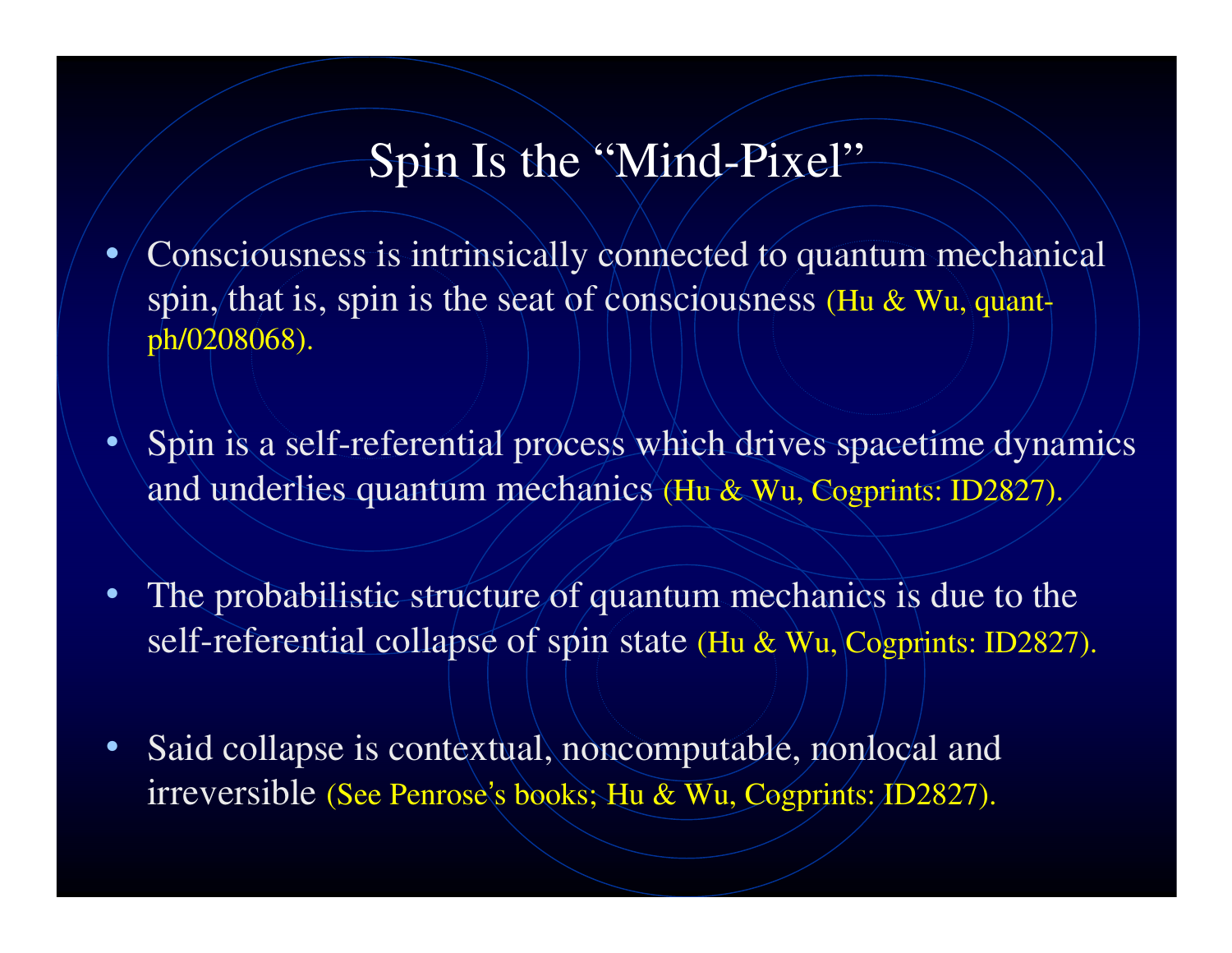# Spin Is the "Mind-Pixel"

- Consciousness is intrinsically connected to quantum mechanical spin, that is, spin is the seat of consciousness (Hu & Wu, quant-ph/0208068).

- Spin is a self-referential process which drives spacetime dynamics and underlies quantum mechanics (Hu & Wu, Cogprints: ID2827).

- The probabilistic structure of quantum mechanics is due to the self-referential collapse of spin state (Hu & Wu, Cogprints: ID2827).

- Said collapse is contextual, noncomputable, nonlocal and irreversible (See Penrose's books; Hu & Wu, Cogprints: ID2827).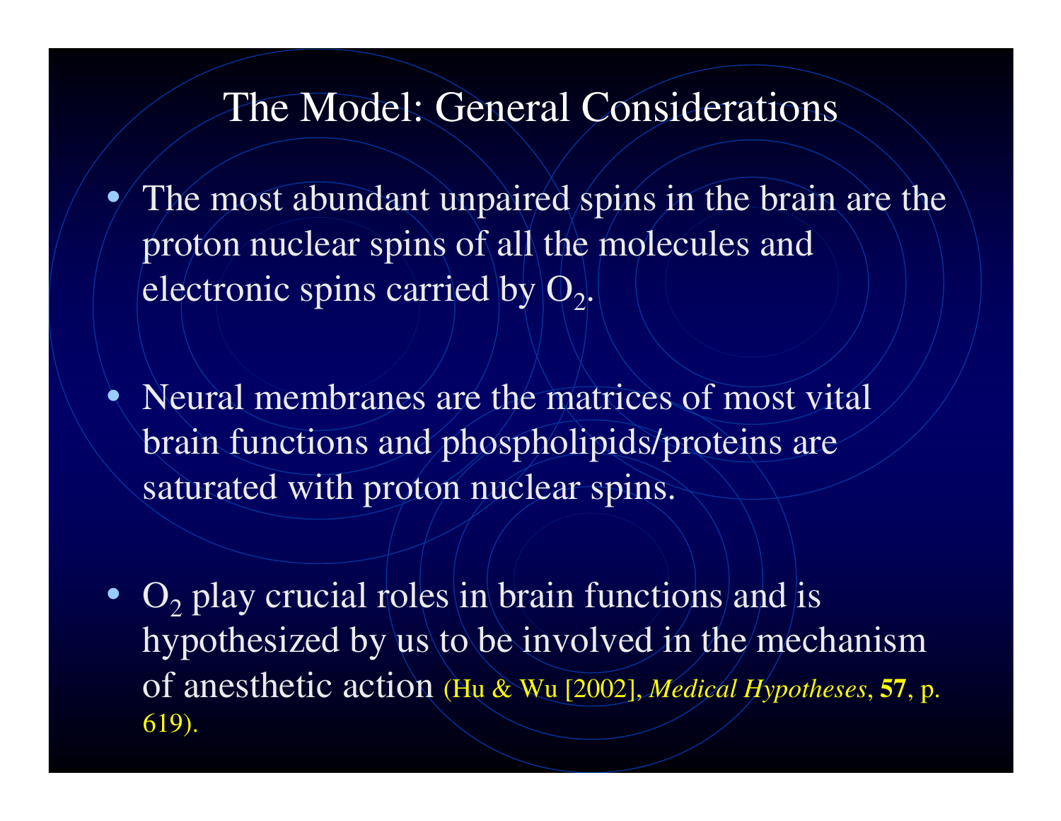# The Model: General Considerations

- The most abundant unpaired spins in the brain are the proton nuclear spins of all the molecules and electronic spins carried by $O_2$.

- Neural membranes are the matrices of most vital brain functions and phospholipids/proteins are saturated with proton nuclear spins.

- $O_2$ play crucial roles in brain functions and is hypothesized by us to be involved in the mechanism of anesthetic action (Hu & Wu [2002], *Medical Hypotheses*, **57**, p. 619).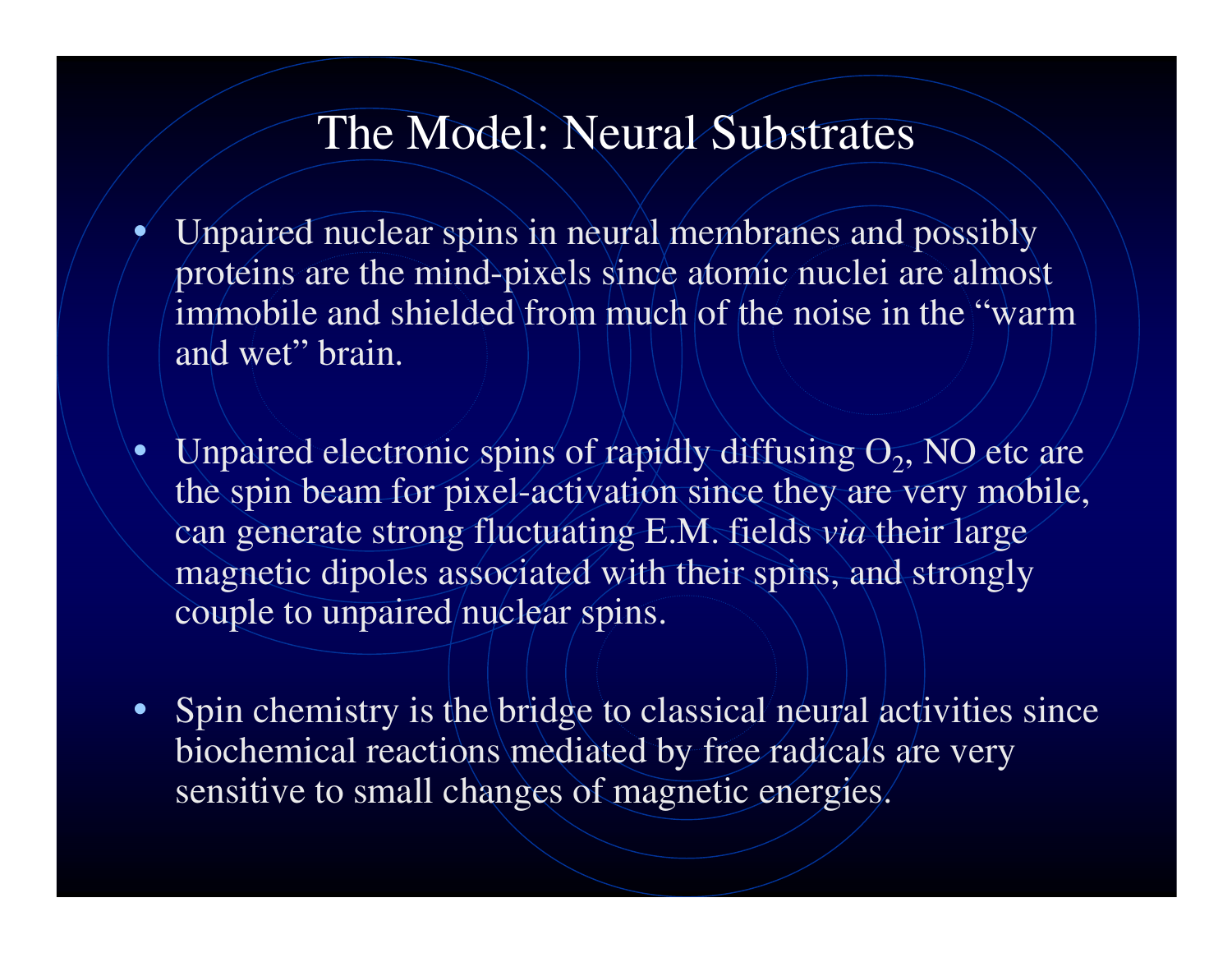# The Model: Neural Substrates

- Unpaired nuclear spins in neural membranes and possibly proteins are the mind-pixels since atomic nuclei are almost immobile and shielded from much of the noise in the "warm and wet" brain.

- Unpaired electronic spins of rapidly diffusing $O_2$, NO etc are the spin beam for pixel-activation since they are very mobile, can generate strong fluctuating E.M. fields *via* their large magnetic dipoles associated with their spins, and strongly couple to unpaired nuclear spins.

- Spin chemistry is the bridge to classical neural activities since biochemical reactions mediated by free radicals are very sensitive to small changes of magnetic energies.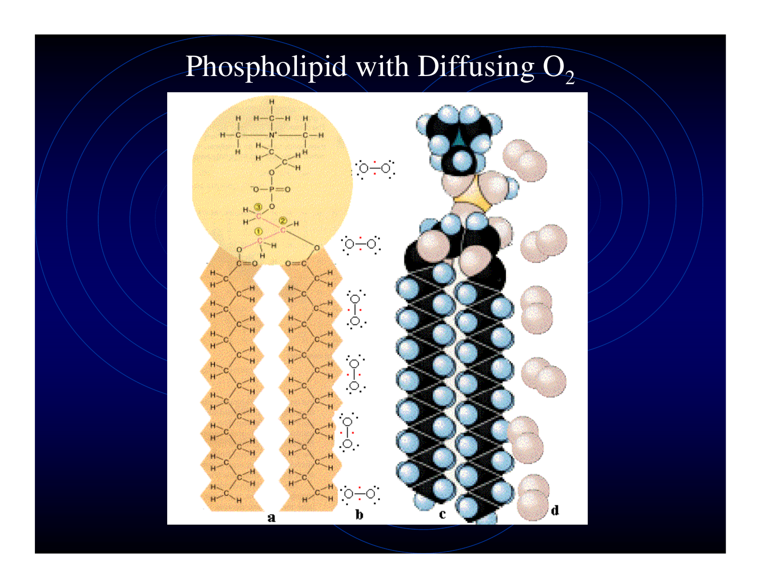# Phospholipid with Diffusing $O_2$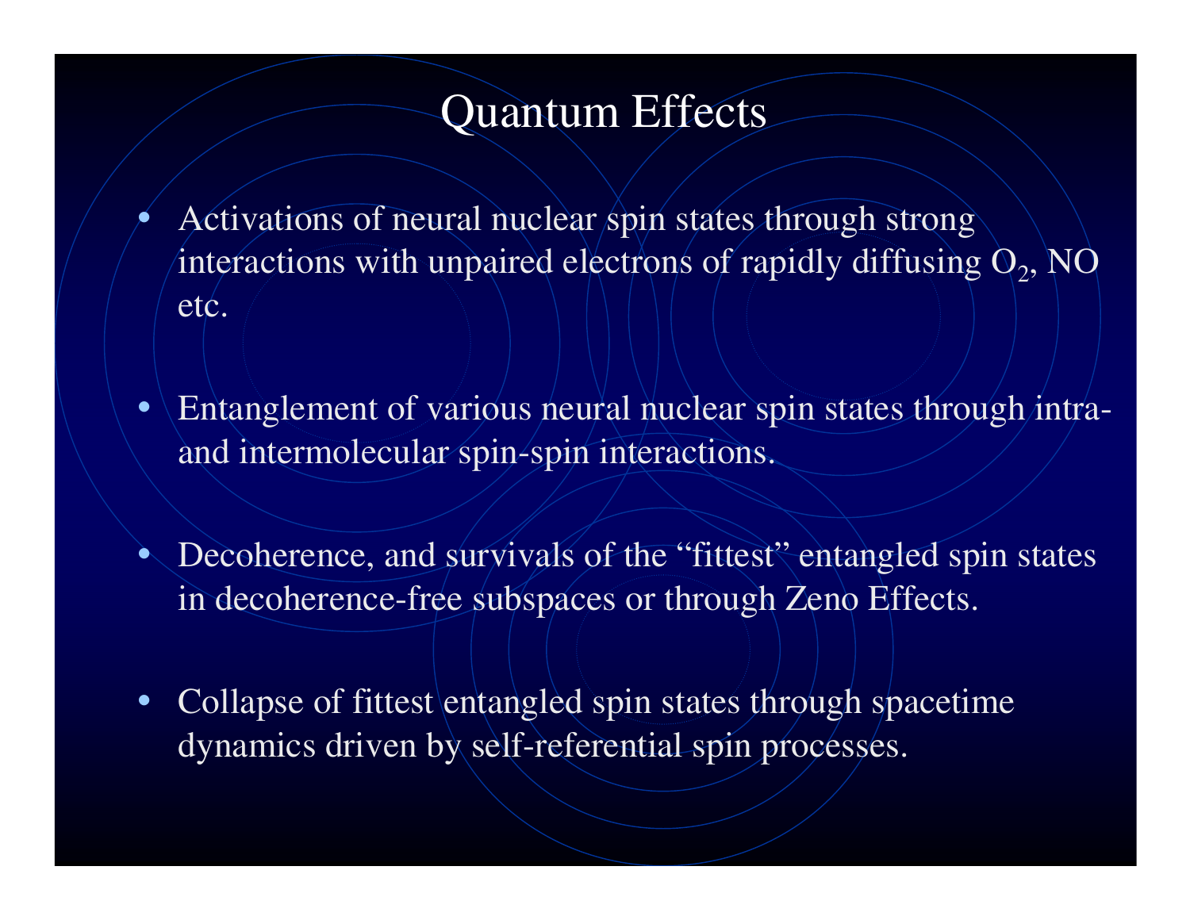# Quantum Effects

- Activations of neural nuclear spin states through strong interactions with unpaired electrons of rapidly diffusing $O_2$, NO etc.

- Entanglement of various neural nuclear spin states through intra- and intermolecular spin-spin interactions.

- Decoherence, and survivals of the "fittest" entangled spin states in decoherence-free subspaces or through Zeno Effects.

- Collapse of fittest entangled spin states through spacetime dynamics driven by self-referential spin processes.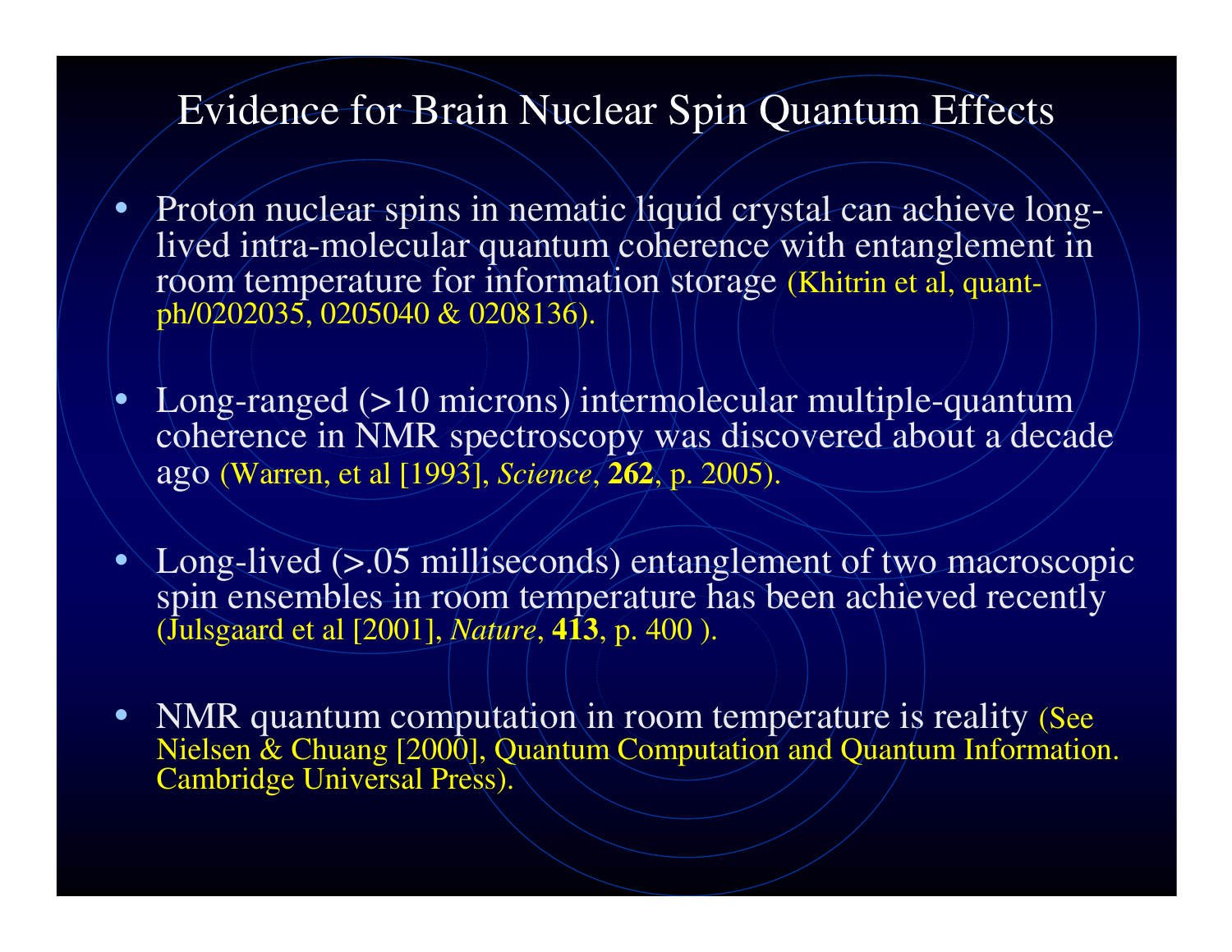# Evidence for Brain Nuclear Spin Quantum Effects

- Proton nuclear spins in nematic liquid crystal can achieve long-lived intra-molecular quantum coherence with entanglement in room temperature for information storage (Khitrin et al, quant-ph/0202035, 0205040 & 0208136).

- Long-ranged (>10 microns) intermolecular multiple-quantum coherence in NMR spectroscopy was discovered about a decade ago (Warren, et al [1993], *Science*, **262**, p. 2005).

- Long-lived (>.05 milliseconds) entanglement of two macroscopic spin ensembles in room temperature has been achieved recently (Julsgaard et al [2001], *Nature*, **413**, p. 400 ).

- NMR quantum computation in room temperature is reality (See Nielsen & Chuang [2000], Quantum Computation and Quantum Information. Cambridge Universal Press).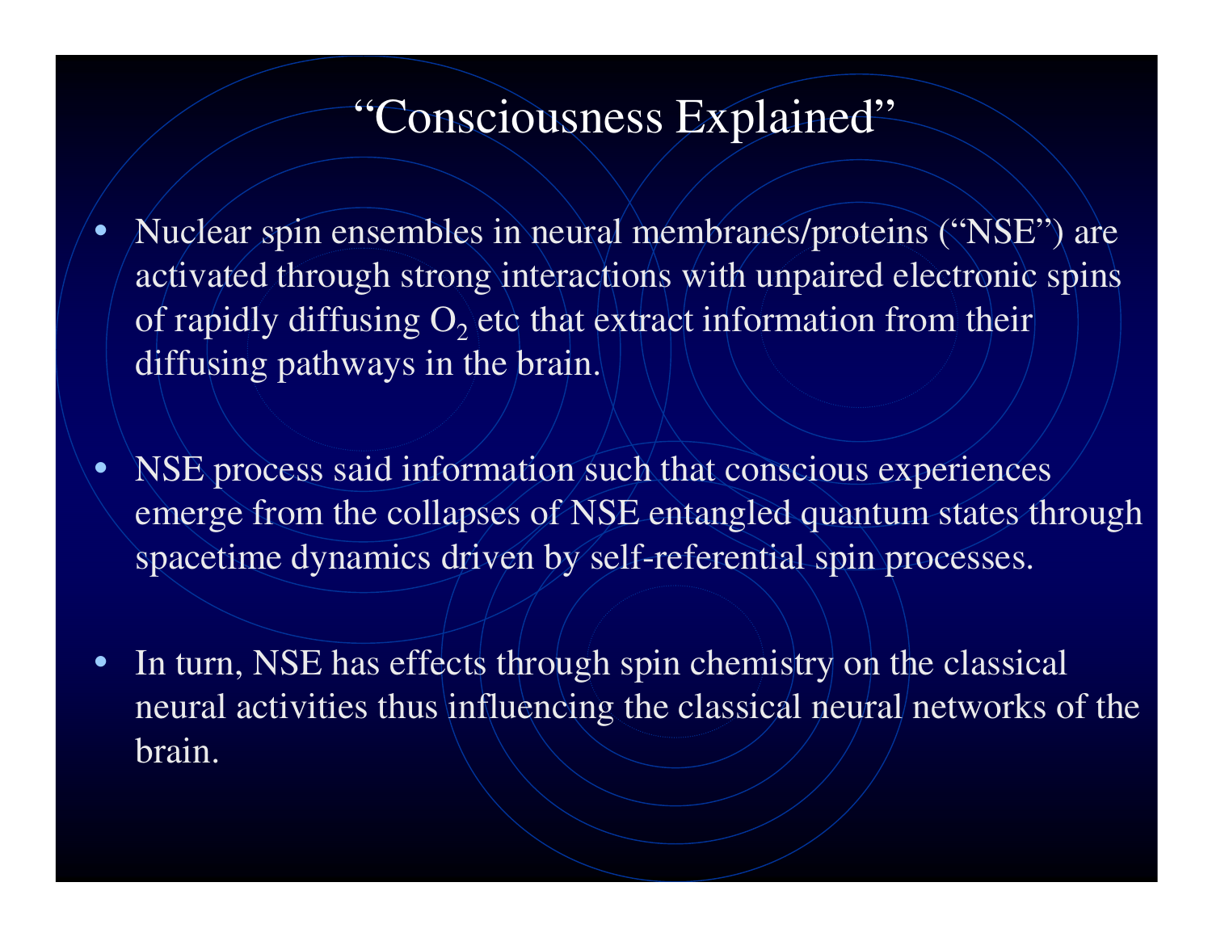# "Consciousness Explained"

- Nuclear spin ensembles in neural membranes/proteins ("NSE") are activated through strong interactions with unpaired electronic spins of rapidly diffusing $O_2$ etc that extract information from their diffusing pathways in the brain.

- NSE process said information such that conscious experiences emerge from the collapses of NSE entangled quantum states through spacetime dynamics driven by self-referential spin processes.

- In turn, NSE has effects through spin chemistry on the classical neural activities thus influencing the classical neural networks of the brain.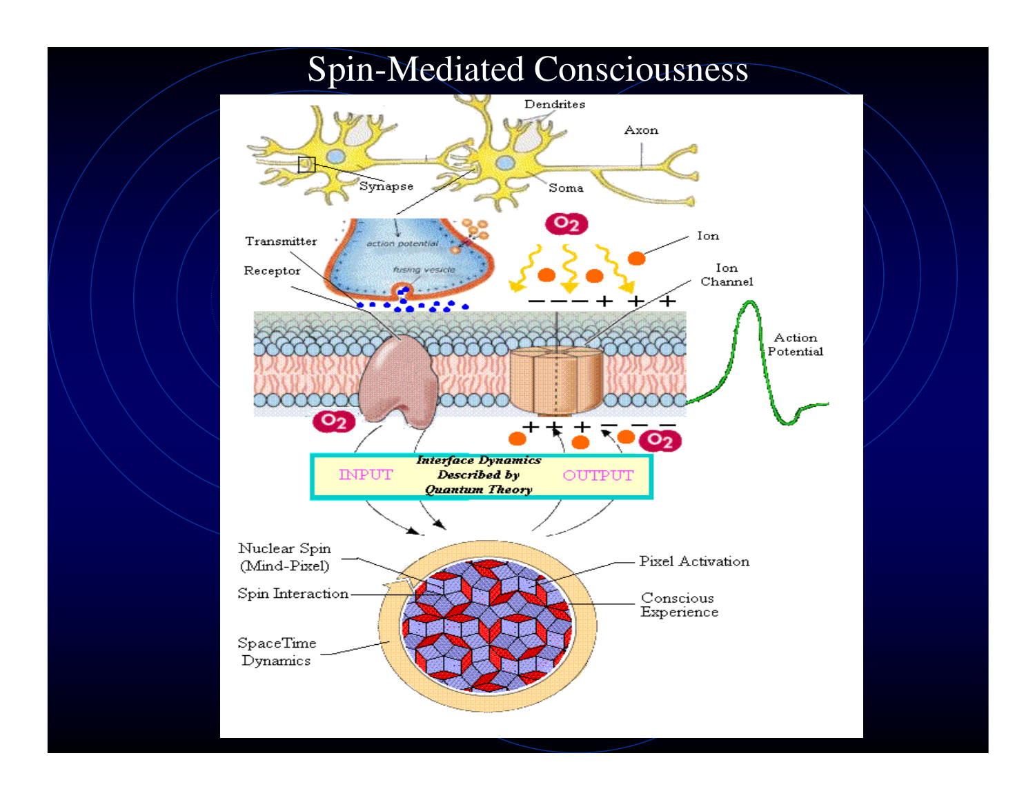# Spin-Mediated Consciousness

Dendrites

Axon

Synapse

Soma

Transmitter

Receptor

action potential

fusing vesicle

$O_2$

Ion

Ion Channel

Action Potential

INPUT

***Interface Dynamics Described by Quantum Theory***

OUTPUT

Nuclear Spin (Mind-Pixel)

Spin Interaction

SpaceTime Dynamics

Pixel Activation

Conscious Experience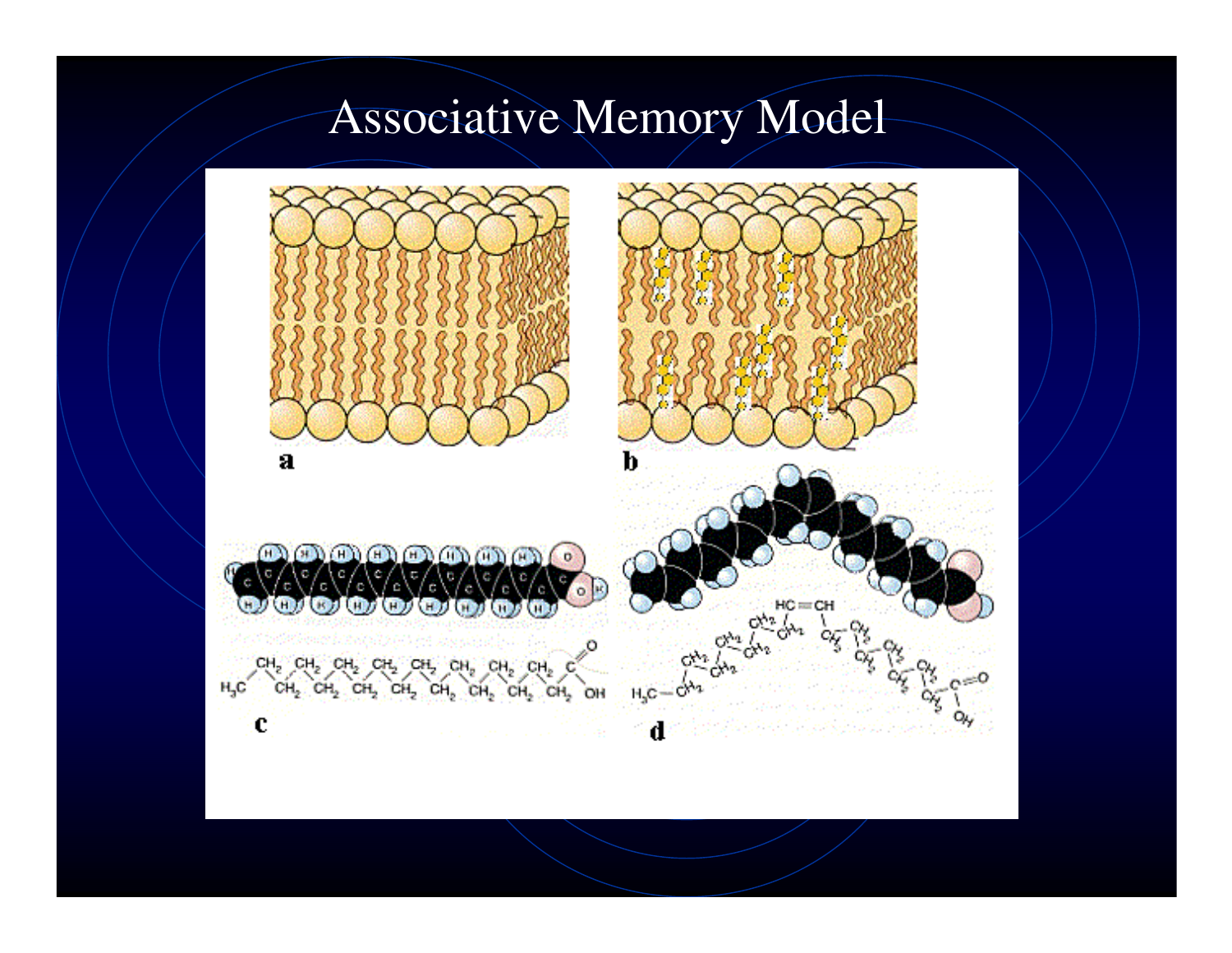# Associative Memory Model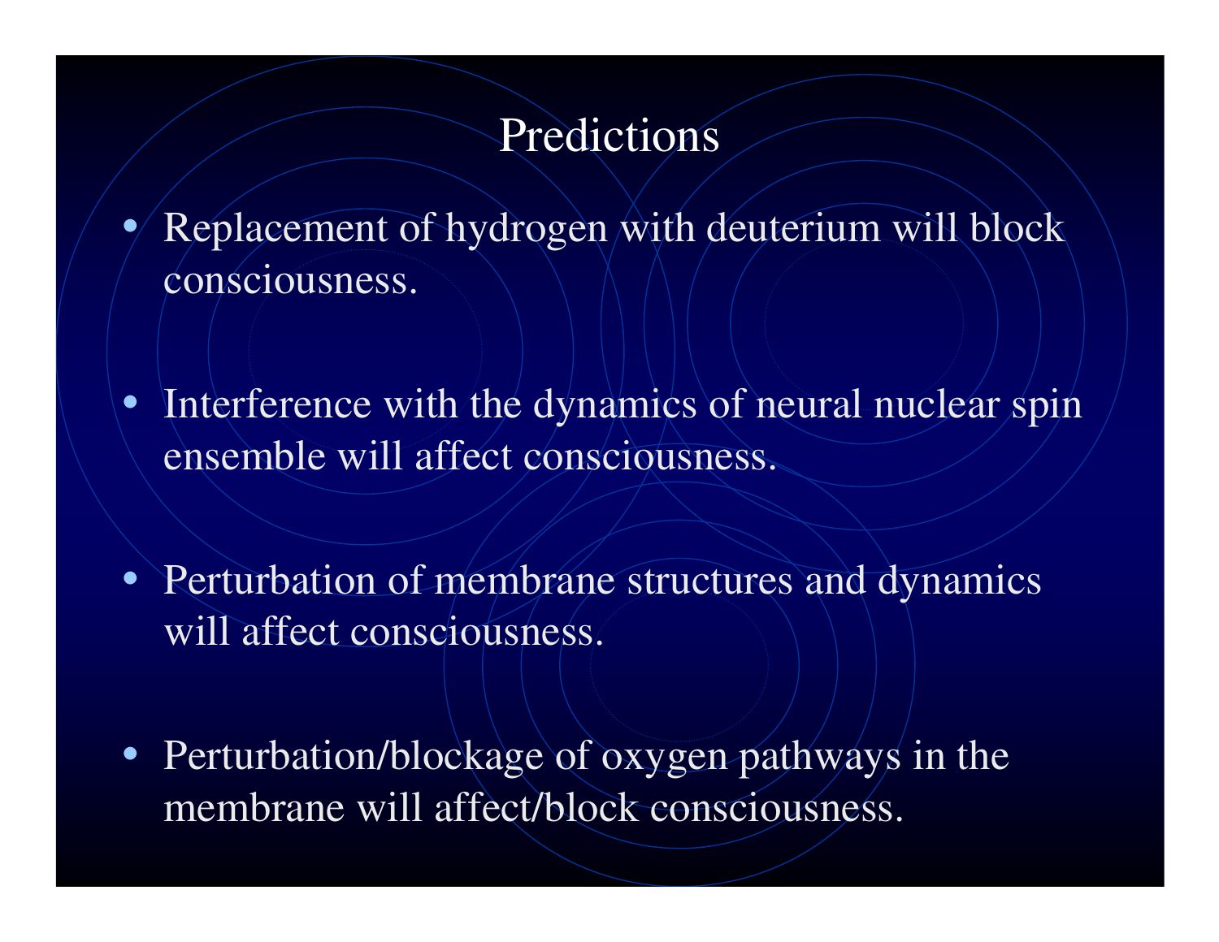# Predictions

- Replacement of hydrogen with deuterium will block consciousness.
- Interference with the dynamics of neural nuclear spin ensemble will affect consciousness.
- Perturbation of membrane structures and dynamics will affect consciousness.
- Perturbation/blockage of oxygen pathways in the membrane will affect/block consciousness.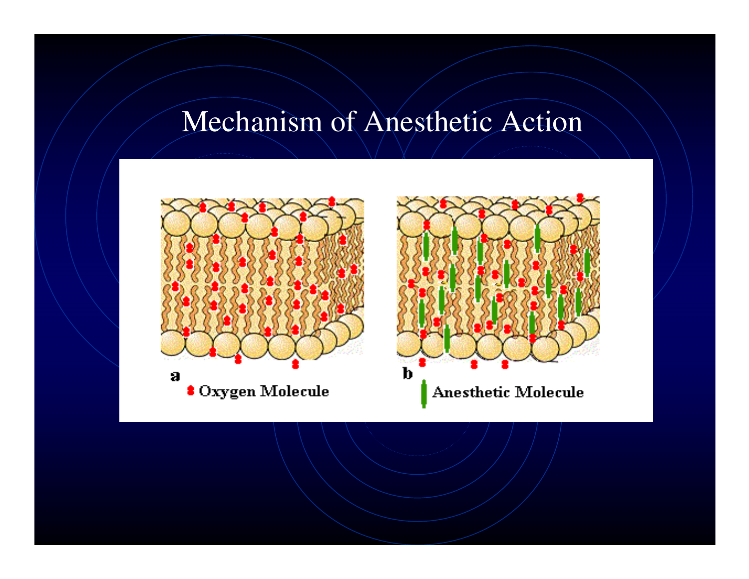# Mechanism of Anesthetic Action

a

Oxygen Molecule

b

Anesthetic Molecule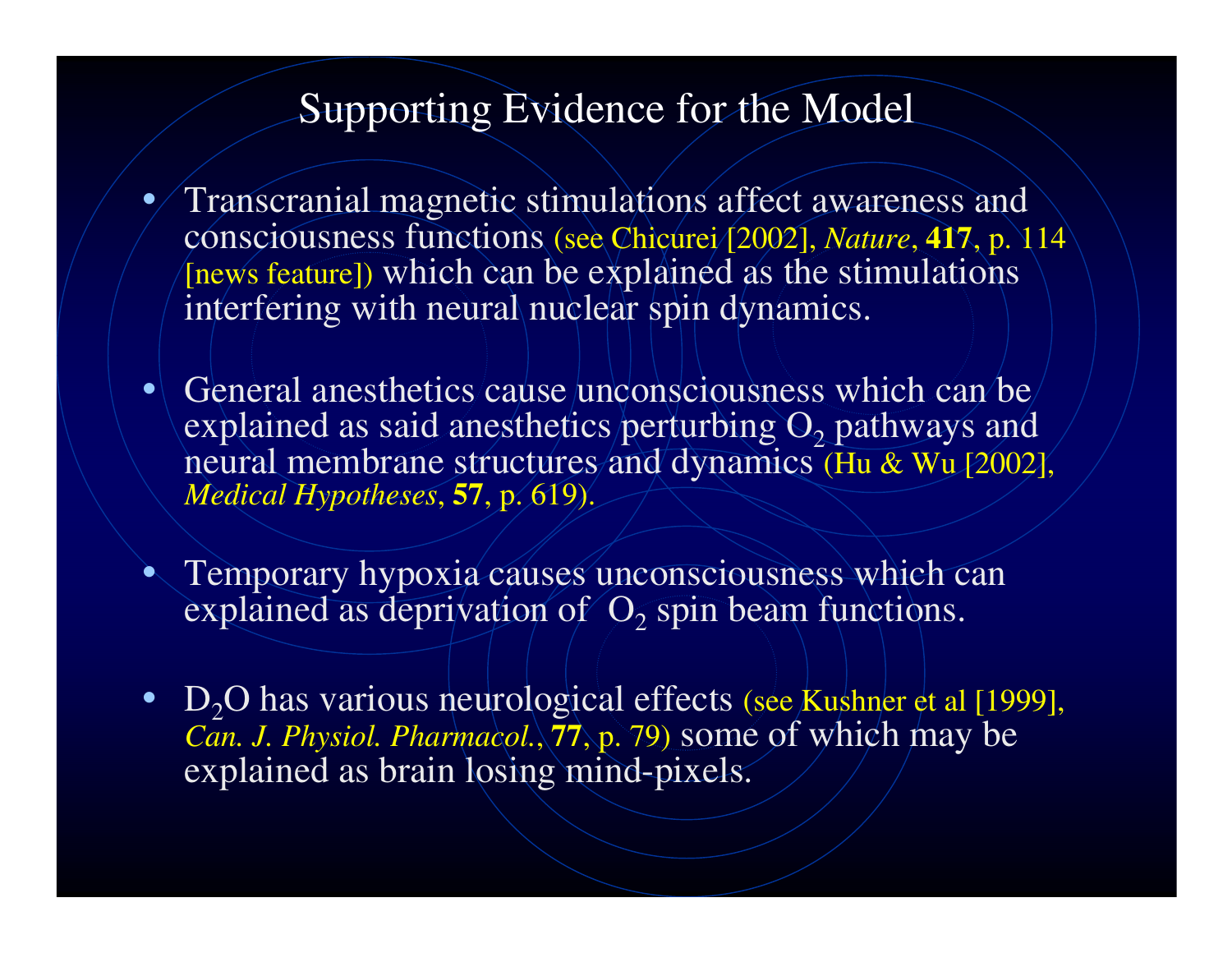# Supporting Evidence for the Model

- Transcranial magnetic stimulations affect awareness and consciousness functions (see Chicurei [2002], *Nature*, **417**, p. 114 [news feature]) which can be explained as the stimulations interfering with neural nuclear spin dynamics.

- General anesthetics cause unconsciousness which can be explained as said anesthetics perturbing $O_2$ pathways and neural membrane structures and dynamics (Hu & Wu [2002], *Medical Hypotheses*, **57**, p. 619).

- Temporary hypoxia causes unconsciousness which can explained as deprivation of $O_2$ spin beam functions.

- $D_2O$ has various neurological effects (see Kushner et al [1999], *Can. J. Physiol. Pharmacol.*, **77**, p. 79) some of which may be explained as brain losing mind-pixels.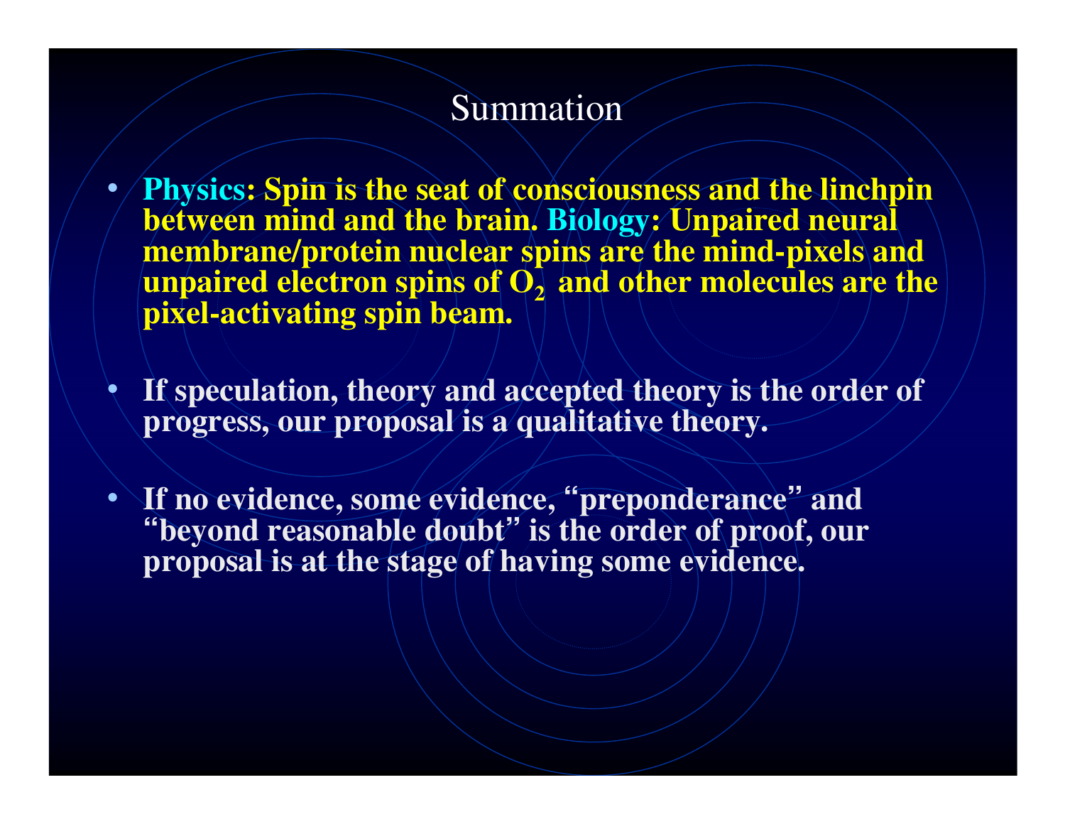# Summation

- **Physics: Spin is the seat of consciousness and the linchpin between mind and the brain. Biology: Unpaired neural membrane/protein nuclear spins are the mind-pixels and unpaired electron spins of $O_2$ and other molecules are the pixel-activating spin beam.**

- **If speculation, theory and accepted theory is the order of progress, our proposal is a qualitative theory.**

- **If no evidence, some evidence, "preponderance" and "beyond reasonable doubt" is the order of proof, our proposal is at the stage of having some evidence.**